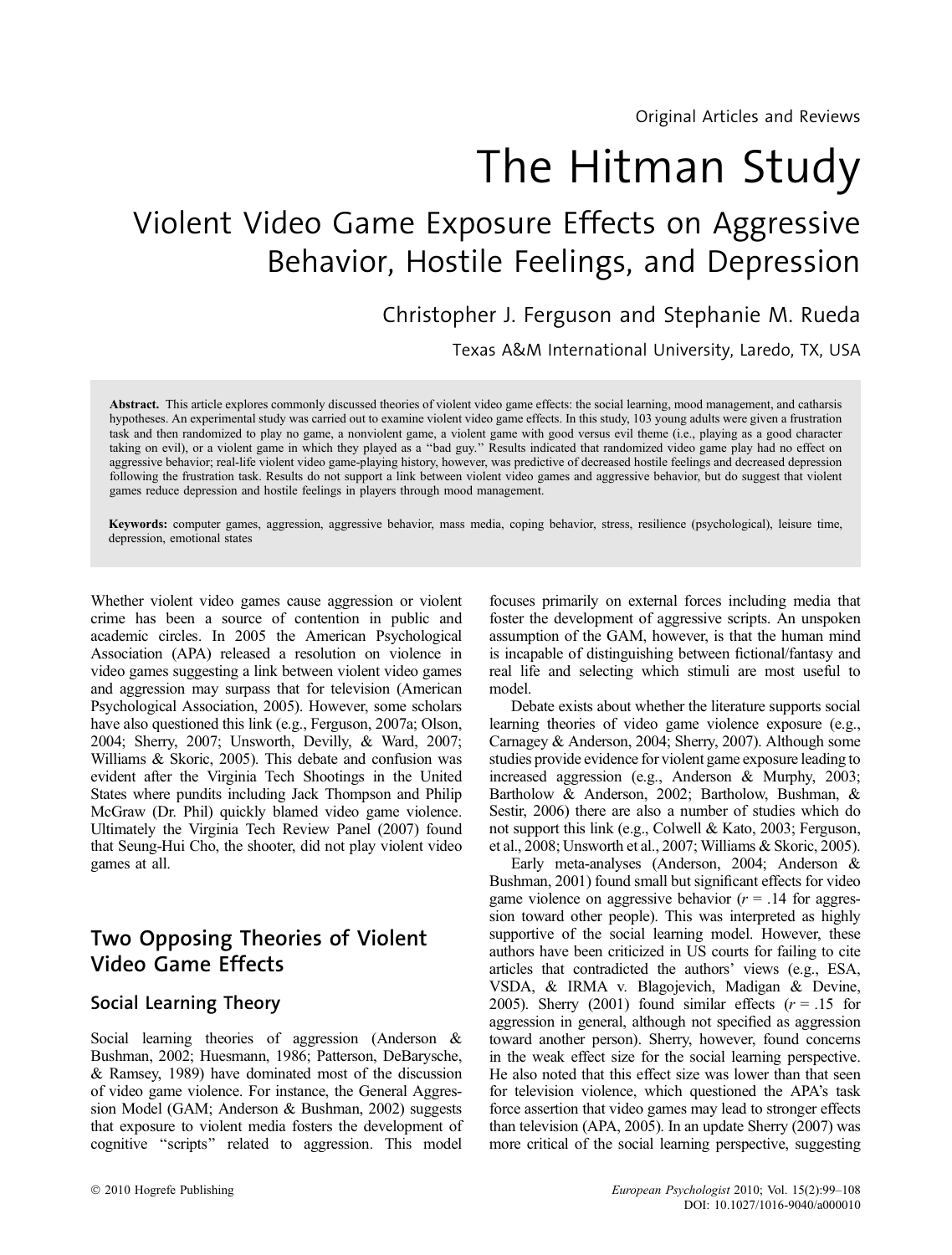Original Articles and Reviews

# The Hitman Study

## Violent Video Game Exposure Effects on Aggressive Behavior, Hostile Feelings, and Depression

Christopher J. Ferguson and Stephanie M. Rueda

Texas A&M International University, Laredo, TX, USA

**Abstract.** This article explores commonly discussed theories of violent video game effects: the social learning, mood management, and catharsis hypotheses. An experimental study was carried out to examine violent video game effects. In this study, 103 young adults were given a frustration task and then randomized to play no game, a nonviolent game, a violent game with good versus evil theme (i.e., playing as a good character taking on evil), or a violent game in which they played as a "bad guy." Results indicated that randomized video game play had no effect on aggressive behavior; real-life violent video game-playing history, however, was predictive of decreased hostile feelings and decreased depression following the frustration task. Results do not support a link between violent video games and aggressive behavior, but do suggest that violent games reduce depression and hostile feelings in players through mood management.

**Keywords:** computer games, aggression, aggressive behavior, mass media, coping behavior, stress, resilience (psychological), leisure time, depression, emotional states

Whether violent video games cause aggression or violent crime has been a source of contention in public and academic circles. In 2005 the American Psychological Association (APA) released a resolution on violence in video games suggesting a link between violent video games and aggression may surpass that for television (American Psychological Association, 2005). However, some scholars have also questioned this link (e.g., Ferguson, 2007a; Olson, 2004; Sherry, 2007; Unsworth, Devilly, & Ward, 2007; Williams & Skoric, 2005). This debate and confusion was evident after the Virginia Tech Shootings in the United States where pundits including Jack Thompson and Philip McGraw (Dr. Phil) quickly blamed video game violence. Ultimately the Virginia Tech Review Panel (2007) found that Seung-Hui Cho, the shooter, did not play violent video games at all.

## Two Opposing Theories of Violent Video Game Effects

### Social Learning Theory

Social learning theories of aggression (Anderson & Bushman, 2002; Huesmann, 1986; Patterson, DeBarysche, & Ramsey, 1989) have dominated most of the discussion of video game violence. For instance, the General Aggression Model (GAM; Anderson & Bushman, 2002) suggests that exposure to violent media fosters the development of cognitive "scripts" related to aggression. This model focuses primarily on external forces including media that foster the development of aggressive scripts. An unspoken assumption of the GAM, however, is that the human mind is incapable of distinguishing between fictional/fantasy and real life and selecting which stimuli are most useful to model.

Debate exists about whether the literature supports social learning theories of video game violence exposure (e.g., Carnagey & Anderson, 2004; Sherry, 2007). Although some studies provide evidence for violent game exposure leading to increased aggression (e.g., Anderson & Murphy, 2003; Bartholow & Anderson, 2002; Bartholow, Bushman, & Sestir, 2006) there are also a number of studies which do not support this link (e.g., Colwell & Kato, 2003; Ferguson, et al., 2008; Unsworth et al., 2007; Williams & Skoric, 2005).

Early meta-analyses (Anderson, 2004; Anderson & Bushman, 2001) found small but significant effects for video game violence on aggressive behavior ($r = .14$ for aggression toward other people). This was interpreted as highly supportive of the social learning model. However, these authors have been criticized in US courts for failing to cite articles that contradicted the authors' views (e.g., ESA, VSDA, & IRMA v. Blagojevich, Madigan & Devine, 2005). Sherry (2001) found similar effects ($r = .15$ for aggression in general, although not specified as aggression toward another person). Sherry, however, found concerns in the weak effect size for the social learning perspective. He also noted that this effect size was lower than that seen for television violence, which questioned the APA's task force assertion that video games may lead to stronger effects than television (APA, 2005). In an update Sherry (2007) was more critical of the social learning perspective, suggesting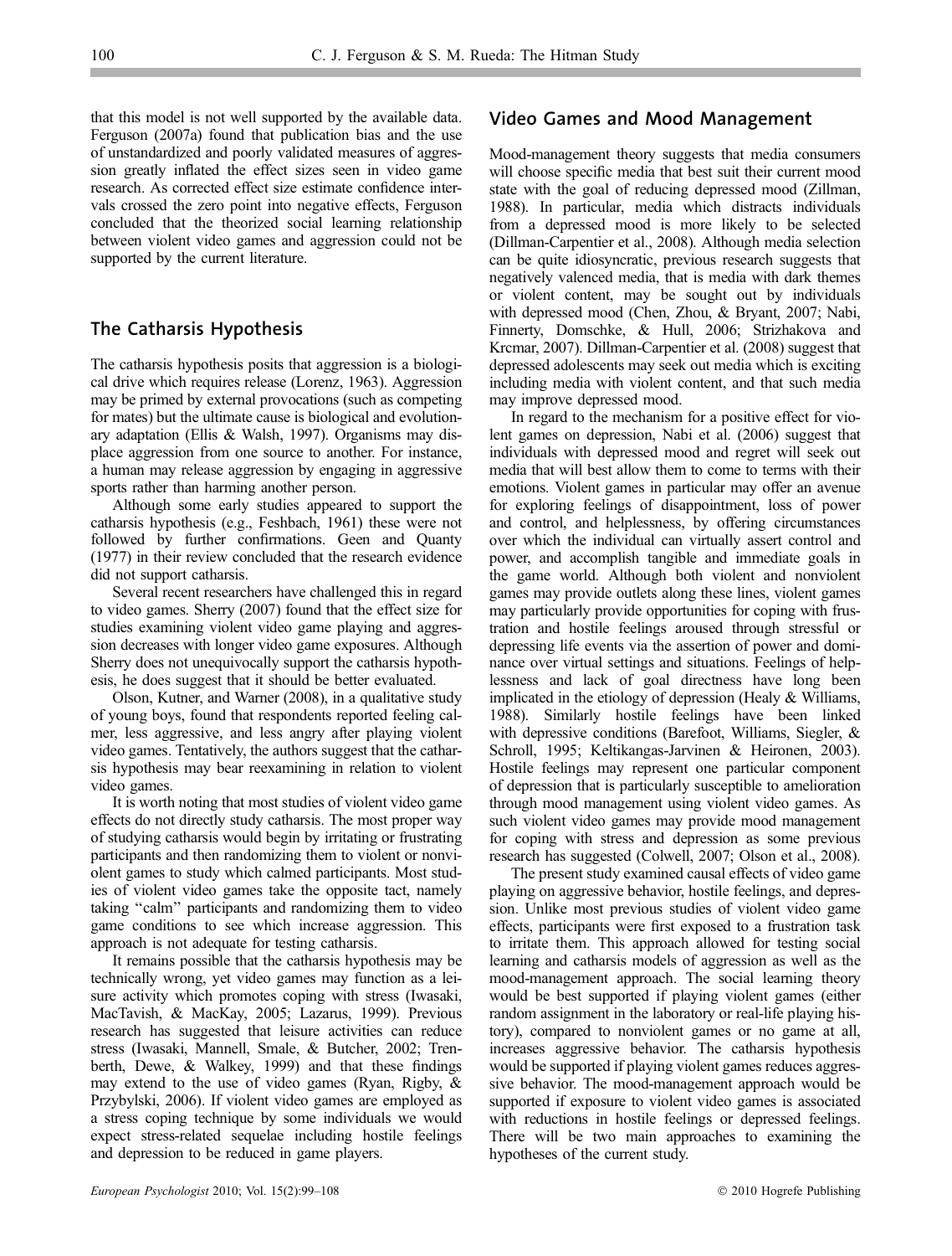that this model is not well supported by the available data. Ferguson (2007a) found that publication bias and the use of unstandardized and poorly validated measures of aggression greatly inflated the effect sizes seen in video game research. As corrected effect size estimate confidence intervals crossed the zero point into negative effects, Ferguson concluded that the theorized social learning relationship between violent video games and aggression could not be supported by the current literature.

## The Catharsis Hypothesis

The catharsis hypothesis posits that aggression is a biological drive which requires release (Lorenz, 1963). Aggression may be primed by external provocations (such as competing for mates) but the ultimate cause is biological and evolutionary adaptation (Ellis & Walsh, 1997). Organisms may displace aggression from one source to another. For instance, a human may release aggression by engaging in aggressive sports rather than harming another person.

Although some early studies appeared to support the catharsis hypothesis (e.g., Feshbach, 1961) these were not followed by further confirmations. Geen and Quanty (1977) in their review concluded that the research evidence did not support catharsis.

Several recent researchers have challenged this in regard to video games. Sherry (2007) found that the effect size for studies examining violent video game playing and aggression decreases with longer video game exposures. Although Sherry does not unequivocally support the catharsis hypothesis, he does suggest that it should be better evaluated.

Olson, Kutner, and Warner (2008), in a qualitative study of young boys, found that respondents reported feeling calmer, less aggressive, and less angry after playing violent video games. Tentatively, the authors suggest that the catharsis hypothesis may bear reexamining in relation to violent video games.

It is worth noting that most studies of violent video game effects do not directly study catharsis. The most proper way of studying catharsis would begin by irritating or frustrating participants and then randomizing them to violent or nonviolent games to study which calmed participants. Most studies of violent video games take the opposite tact, namely taking "calm" participants and randomizing them to video game conditions to see which increase aggression. This approach is not adequate for testing catharsis.

It remains possible that the catharsis hypothesis may be technically wrong, yet video games may function as a leisure activity which promotes coping with stress (Iwasaki, MacTavish, & MacKay, 2005; Lazarus, 1999). Previous research has suggested that leisure activities can reduce stress (Iwasaki, Mannell, Smale, & Butcher, 2002; Trenberth, Dewe, & Walkey, 1999) and that these findings may extend to the use of video games (Ryan, Rigby, & Przybylski, 2006). If violent video games are employed as a stress coping technique by some individuals we would expect stress-related sequelae including hostile feelings and depression to be reduced in game players.

## Video Games and Mood Management

Mood-management theory suggests that media consumers will choose specific media that best suit their current mood state with the goal of reducing depressed mood (Zillman, 1988). In particular, media which distracts individuals from a depressed mood is more likely to be selected (Dillman-Carpentier et al., 2008). Although media selection can be quite idiosyncratic, previous research suggests that negatively valenced media, that is media with dark themes or violent content, may be sought out by individuals with depressed mood (Chen, Zhou, & Bryant, 2007; Nabi, Finnerty, Domschke, & Hull, 2006; Strizhakova and Krcmar, 2007). Dillman-Carpentier et al. (2008) suggest that depressed adolescents may seek out media which is exciting including media with violent content, and that such media may improve depressed mood.

In regard to the mechanism for a positive effect for violent games on depression, Nabi et al. (2006) suggest that individuals with depressed mood and regret will seek out media that will best allow them to come to terms with their emotions. Violent games in particular may offer an avenue for exploring feelings of disappointment, loss of power and control, and helplessness, by offering circumstances over which the individual can virtually assert control and power, and accomplish tangible and immediate goals in the game world. Although both violent and nonviolent games may provide outlets along these lines, violent games may particularly provide opportunities for coping with frustration and hostile feelings aroused through stressful or depressing life events via the assertion of power and dominance over virtual settings and situations. Feelings of helplessness and lack of goal directness have long been implicated in the etiology of depression (Healy & Williams, 1988). Similarly hostile feelings have been linked with depressive conditions (Barefoot, Williams, Siegler, & Schroll, 1995; Keltikangas-Jarvinen & Heironen, 2003). Hostile feelings may represent one particular component of depression that is particularly susceptible to amelioration through mood management using violent video games. As such violent video games may provide mood management for coping with stress and depression as some previous research has suggested (Colwell, 2007; Olson et al., 2008).

The present study examined causal effects of video game playing on aggressive behavior, hostile feelings, and depression. Unlike most previous studies of violent video game effects, participants were first exposed to a frustration task to irritate them. This approach allowed for testing social learning and catharsis models of aggression as well as the mood-management approach. The social learning theory would be best supported if playing violent games (either random assignment in the laboratory or real-life playing history), compared to nonviolent games or no game at all, increases aggressive behavior. The catharsis hypothesis would be supported if playing violent games reduces aggressive behavior. The mood-management approach would be supported if exposure to violent video games is associated with reductions in hostile feelings or depressed feelings. There will be two main approaches to examining the hypotheses of the current study.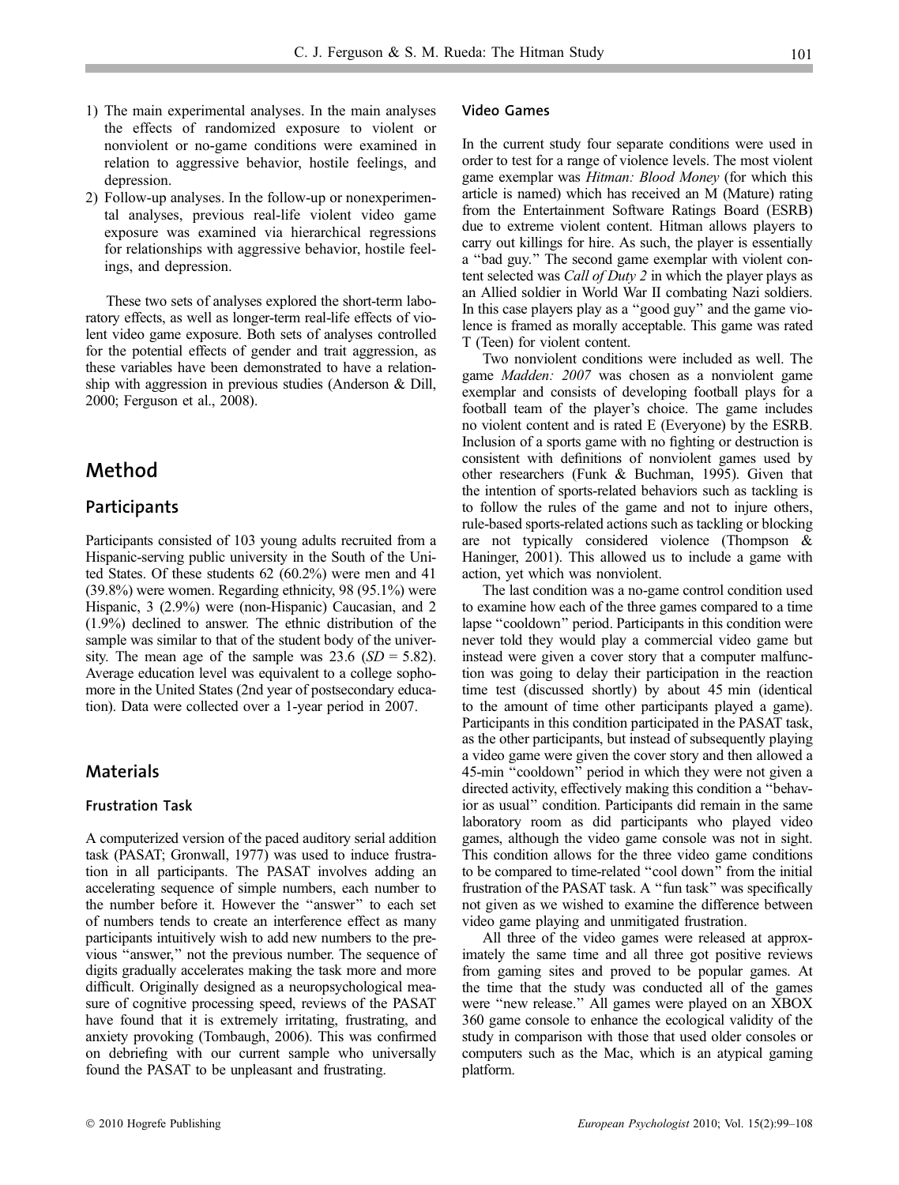1) The main experimental analyses. In the main analyses the effects of randomized exposure to violent or nonviolent or no-game conditions were examined in relation to aggressive behavior, hostile feelings, and depression.
2) Follow-up analyses. In the follow-up or nonexperimental analyses, previous real-life violent video game exposure was examined via hierarchical regressions for relationships with aggressive behavior, hostile feelings, and depression.

These two sets of analyses explored the short-term laboratory effects, as well as longer-term real-life effects of violent video game exposure. Both sets of analyses controlled for the potential effects of gender and trait aggression, as these variables have been demonstrated to have a relationship with aggression in previous studies (Anderson & Dill, 2000; Ferguson et al., 2008).

# Method

## Participants

Participants consisted of 103 young adults recruited from a Hispanic-serving public university in the South of the United States. Of these students 62 (60.2%) were men and 41 (39.8%) were women. Regarding ethnicity, 98 (95.1%) were Hispanic, 3 (2.9%) were (non-Hispanic) Caucasian, and 2 (1.9%) declined to answer. The ethnic distribution of the sample was similar to that of the student body of the university. The mean age of the sample was 23.6 ($SD$ = 5.82). Average education level was equivalent to a college sophomore in the United States (2nd year of postsecondary education). Data were collected over a 1-year period in 2007.

## Materials

### Frustration Task

A computerized version of the paced auditory serial addition task (PASAT; Gronwall, 1977) was used to induce frustration in all participants. The PASAT involves adding an accelerating sequence of simple numbers, each number to the number before it. However the "answer" to each set of numbers tends to create an interference effect as many participants intuitively wish to add new numbers to the previous "answer," not the previous number. The sequence of digits gradually accelerates making the task more and more difficult. Originally designed as a neuropsychological measure of cognitive processing speed, reviews of the PASAT have found that it is extremely irritating, frustrating, and anxiety provoking (Tombaugh, 2006). This was confirmed on debriefing with our current sample who universally found the PASAT to be unpleasant and frustrating.

### Video Games

In the current study four separate conditions were used in order to test for a range of violence levels. The most violent game exemplar was *Hitman: Blood Money* (for which this article is named) which has received an M (Mature) rating from the Entertainment Software Ratings Board (ESRB) due to extreme violent content. Hitman allows players to carry out killings for hire. As such, the player is essentially a "bad guy." The second game exemplar with violent content selected was *Call of Duty 2* in which the player plays as an Allied soldier in World War II combating Nazi soldiers. In this case players play as a "good guy" and the game violence is framed as morally acceptable. This game was rated T (Teen) for violent content.

Two nonviolent conditions were included as well. The game *Madden: 2007* was chosen as a nonviolent game exemplar and consists of developing football plays for a football team of the player's choice. The game includes no violent content and is rated E (Everyone) by the ESRB. Inclusion of a sports game with no fighting or destruction is consistent with definitions of nonviolent games used by other researchers (Funk & Buchman, 1995). Given that the intention of sports-related behaviors such as tackling is to follow the rules of the game and not to injure others, rule-based sports-related actions such as tackling or blocking are not typically considered violence (Thompson & Haninger, 2001). This allowed us to include a game with action, yet which was nonviolent.

The last condition was a no-game control condition used to examine how each of the three games compared to a time lapse "cooldown" period. Participants in this condition were never told they would play a commercial video game but instead were given a cover story that a computer malfunction was going to delay their participation in the reaction time test (discussed shortly) by about 45 min (identical to the amount of time other participants played a game). Participants in this condition participated in the PASAT task, as the other participants, but instead of subsequently playing a video game were given the cover story and then allowed a 45-min "cooldown" period in which they were not given a directed activity, effectively making this condition a "behavior as usual" condition. Participants did remain in the same laboratory room as did participants who played video games, although the video game console was not in sight. This condition allows for the three video game conditions to be compared to time-related "cool down" from the initial frustration of the PASAT task. A "fun task" was specifically not given as we wished to examine the difference between video game playing and unmitigated frustration.

All three of the video games were released at approximately the same time and all three got positive reviews from gaming sites and proved to be popular games. At the time that the study was conducted all of the games were "new release." All games were played on an XBOX 360 game console to enhance the ecological validity of the study in comparison with those that used older consoles or computers such as the Mac, which is an atypical gaming platform.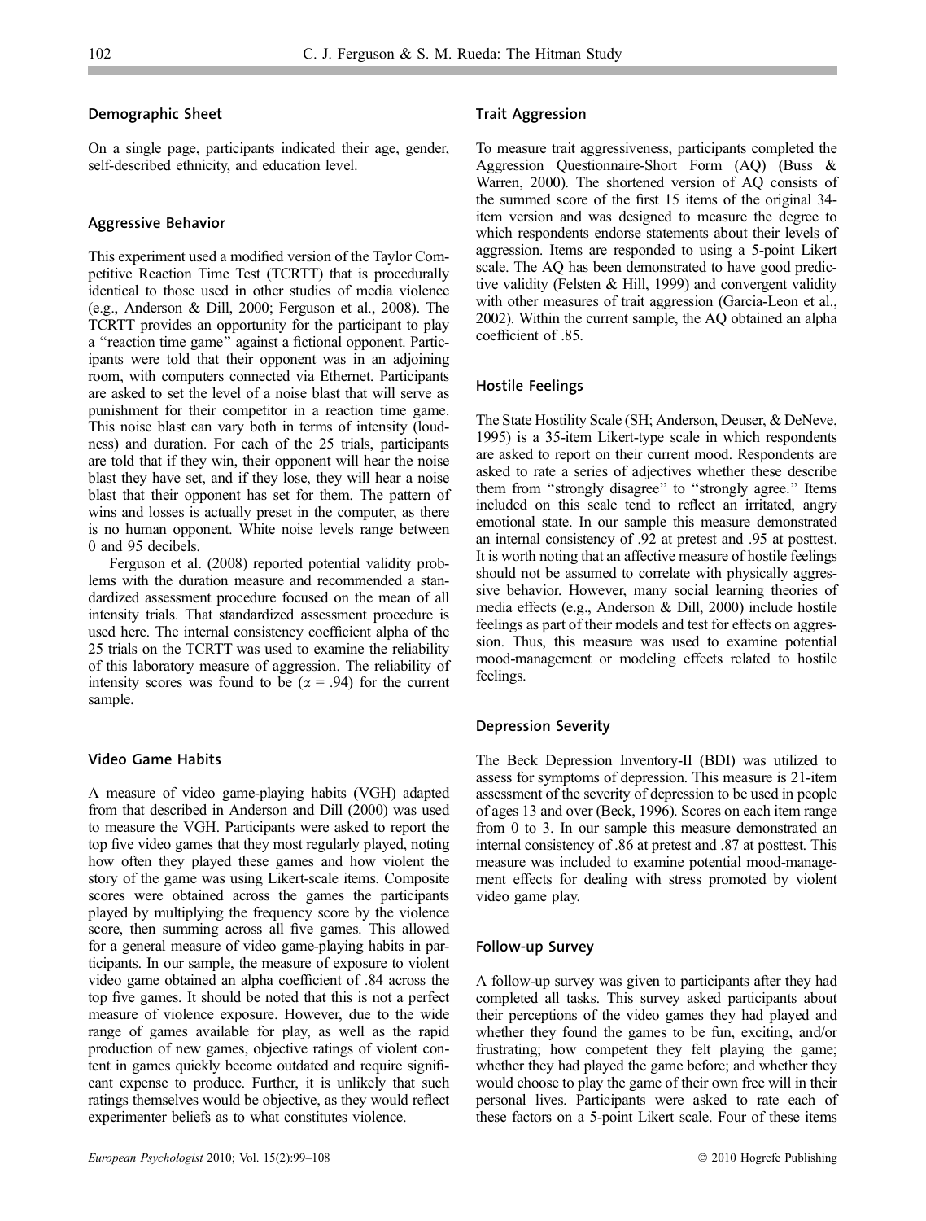### Demographic Sheet

On a single page, participants indicated their age, gender, self-described ethnicity, and education level.

### Aggressive Behavior

This experiment used a modified version of the Taylor Competitive Reaction Time Test (TCRTT) that is procedurally identical to those used in other studies of media violence (e.g., Anderson & Dill, 2000; Ferguson et al., 2008). The TCRTT provides an opportunity for the participant to play a "reaction time game" against a fictional opponent. Participants were told that their opponent was in an adjoining room, with computers connected via Ethernet. Participants are asked to set the level of a noise blast that will serve as punishment for their competitor in a reaction time game. This noise blast can vary both in terms of intensity (loudness) and duration. For each of the 25 trials, participants are told that if they win, their opponent will hear the noise blast they have set, and if they lose, they will hear a noise blast that their opponent has set for them. The pattern of wins and losses is actually preset in the computer, as there is no human opponent. White noise levels range between 0 and 95 decibels.

Ferguson et al. (2008) reported potential validity problems with the duration measure and recommended a standardized assessment procedure focused on the mean of all intensity trials. That standardized assessment procedure is used here. The internal consistency coefficient alpha of the 25 trials on the TCRTT was used to examine the reliability of this laboratory measure of aggression. The reliability of intensity scores was found to be ($\alpha = .94$) for the current sample.

### Video Game Habits

A measure of video game-playing habits (VGH) adapted from that described in Anderson and Dill (2000) was used to measure the VGH. Participants were asked to report the top five video games that they most regularly played, noting how often they played these games and how violent the story of the game was using Likert-scale items. Composite scores were obtained across the games the participants played by multiplying the frequency score by the violence score, then summing across all five games. This allowed for a general measure of video game-playing habits in participants. In our sample, the measure of exposure to violent video game obtained an alpha coefficient of .84 across the top five games. It should be noted that this is not a perfect measure of violence exposure. However, due to the wide range of games available for play, as well as the rapid production of new games, objective ratings of violent content in games quickly become outdated and require significant expense to produce. Further, it is unlikely that such ratings themselves would be objective, as they would reflect experimenter beliefs as to what constitutes violence.

### Trait Aggression

To measure trait aggressiveness, participants completed the Aggression Questionnaire-Short Form (AQ) (Buss & Warren, 2000). The shortened version of AQ consists of the summed score of the first 15 items of the original 34-item version and was designed to measure the degree to which respondents endorse statements about their levels of aggression. Items are responded to using a 5-point Likert scale. The AQ has been demonstrated to have good predictive validity (Felsten & Hill, 1999) and convergent validity with other measures of trait aggression (Garcia-Leon et al., 2002). Within the current sample, the AQ obtained an alpha coefficient of .85.

### Hostile Feelings

The State Hostility Scale (SH; Anderson, Deuser, & DeNeve, 1995) is a 35-item Likert-type scale in which respondents are asked to report on their current mood. Respondents are asked to rate a series of adjectives whether these describe them from "strongly disagree" to "strongly agree." Items included on this scale tend to reflect an irritated, angry emotional state. In our sample this measure demonstrated an internal consistency of .92 at pretest and .95 at posttest. It is worth noting that an affective measure of hostile feelings should not be assumed to correlate with physically aggressive behavior. However, many social learning theories of media effects (e.g., Anderson & Dill, 2000) include hostile feelings as part of their models and test for effects on aggression. Thus, this measure was used to examine potential mood-management or modeling effects related to hostile feelings.

### Depression Severity

The Beck Depression Inventory-II (BDI) was utilized to assess for symptoms of depression. This measure is 21-item assessment of the severity of depression to be used in people of ages 13 and over (Beck, 1996). Scores on each item range from 0 to 3. In our sample this measure demonstrated an internal consistency of .86 at pretest and .87 at posttest. This measure was included to examine potential mood-management effects for dealing with stress promoted by violent video game play.

### Follow-up Survey

A follow-up survey was given to participants after they had completed all tasks. This survey asked participants about their perceptions of the video games they had played and whether they found the games to be fun, exciting, and/or frustrating; how competent they felt playing the game; whether they had played the game before; and whether they would choose to play the game of their own free will in their personal lives. Participants were asked to rate each of these factors on a 5-point Likert scale. Four of these items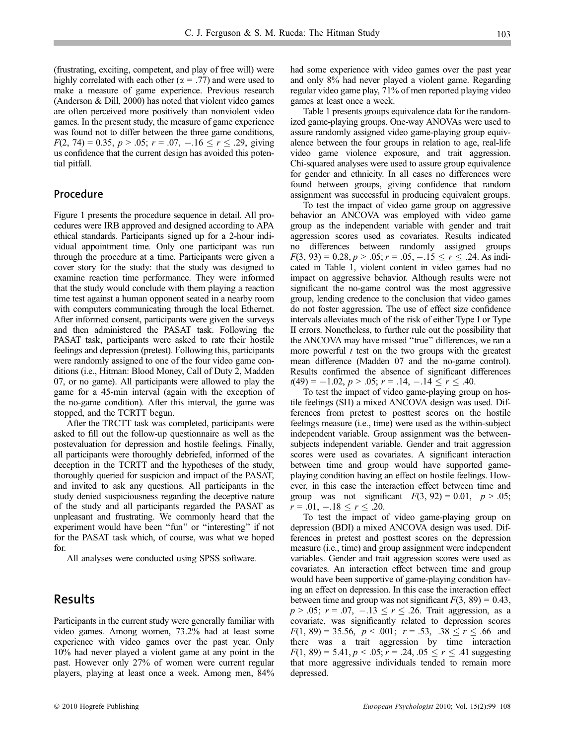(frustrating, exciting, competent, and play of free will) were highly correlated with each other ($\alpha = .77$) and were used to make a measure of game experience. Previous research (Anderson & Dill, 2000) has noted that violent video games are often perceived more positively than nonviolent video games. In the present study, the measure of game experience was found not to differ between the three game conditions, $F(2, 74) = 0.35$, $p > .05$; $r = .07$, $-.16 \leq r \leq .29$, giving us confidence that the current design has avoided this potential pitfall.

## Procedure

Figure 1 presents the procedure sequence in detail. All procedures were IRB approved and designed according to APA ethical standards. Participants signed up for a 2-hour individual appointment time. Only one participant was run through the procedure at a time. Participants were given a cover story for the study: that the study was designed to examine reaction time performance. They were informed that the study would conclude with them playing a reaction time test against a human opponent seated in a nearby room with computers communicating through the local Ethernet. After informed consent, participants were given the surveys and then administered the PASAT task. Following the PASAT task, participants were asked to rate their hostile feelings and depression (pretest). Following this, participants were randomly assigned to one of the four video game conditions (i.e., Hitman: Blood Money, Call of Duty 2, Madden 07, or no game). All participants were allowed to play the game for a 45-min interval (again with the exception of the no-game condition). After this interval, the game was stopped, and the TCRTT begun.

After the TRCTT task was completed, participants were asked to fill out the follow-up questionnaire as well as the postevaluation for depression and hostile feelings. Finally, all participants were thoroughly debriefed, informed of the deception in the TCRTT and the hypotheses of the study, thoroughly queried for suspicion and impact of the PASAT, and invited to ask any questions. All participants in the study denied suspiciousness regarding the deceptive nature of the study and all participants regarded the PASAT as unpleasant and frustrating. We commonly heard that the experiment would have been "fun" or "interesting" if not for the PASAT task which, of course, was what we hoped for.

All analyses were conducted using SPSS software.

# Results

Participants in the current study were generally familiar with video games. Among women, 73.2% had at least some experience with video games over the past year. Only 10% had never played a violent game at any point in the past. However only 27% of women were current regular players, playing at least once a week. Among men, 84% had some experience with video games over the past year and only 8% had never played a violent game. Regarding regular video game play, 71% of men reported playing video games at least once a week.

Table 1 presents groups equivalence data for the randomized game-playing groups. One-way ANOVAs were used to assure randomly assigned video game-playing group equivalence between the four groups in relation to age, real-life video game violence exposure, and trait aggression. Chi-squared analyses were used to assure group equivalence for gender and ethnicity. In all cases no differences were found between groups, giving confidence that random assignment was successful in producing equivalent groups.

To test the impact of video game group on aggressive behavior an ANCOVA was employed with video game group as the independent variable with gender and trait aggression scores used as covariates. Results indicated no differences between randomly assigned groups $F(3, 93) = 0.28$, $p > .05$; $r = .05$, $-.15 \leq r \leq .24$. As indicated in Table 1, violent content in video games had no impact on aggressive behavior. Although results were not significant the no-game control was the most aggressive group, lending credence to the conclusion that video games do not foster aggression. The use of effect size confidence intervals alleviates much of the risk of either Type I or Type II errors. Nonetheless, to further rule out the possibility that the ANCOVA may have missed "true" differences, we ran a more powerful $t$ test on the two groups with the greatest mean difference (Madden 07 and the no-game control). Results confirmed the absence of significant differences $t(49) = -1.02$, $p > .05$; $r = .14$, $-.14 \leq r \leq .40$.

To test the impact of video game-playing group on hostile feelings (SH) a mixed ANCOVA design was used. Differences from pretest to posttest scores on the hostile feelings measure (i.e., time) were used as the within-subject independent variable. Group assignment was the between-subjects independent variable. Gender and trait aggression scores were used as covariates. A significant interaction between time and group would have supported game-playing condition having an effect on hostile feelings. However, in this case the interaction effect between time and group was not significant $F(3, 92) = 0.01$, $p > .05$; $r = .01$, $-.18 \leq r \leq .20$.

To test the impact of video game-playing group on depression (BDI) a mixed ANCOVA design was used. Differences in pretest and posttest scores on the depression measure (i.e., time) and group assignment were independent variables. Gender and trait aggression scores were used as covariates. An interaction effect between time and group would have been supportive of game-playing condition having an effect on depression. In this case the interaction effect between time and group was not significant $F(3, 89) = 0.43$, $p > .05$; $r = .07$, $-.13 \leq r \leq .26$. Trait aggression, as a covariate, was significantly related to depression scores $F(1, 89) = 35.56$, $p < .001$; $r = .53$, $.38 \leq r \leq .66$ and there was a trait aggression by time interaction $F(1, 89) = 5.41$, $p < .05$; $r = .24$, $.05 \leq r \leq .41$ suggesting that more aggressive individuals tended to remain more depressed.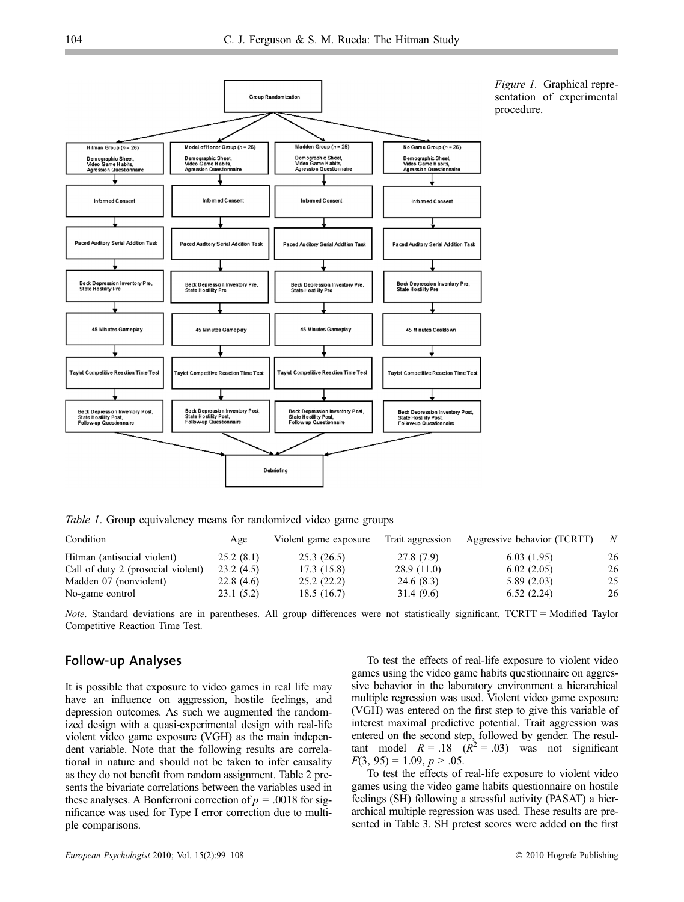Group Randomization

Hitman Group ($n$ = 26)
Demographic Sheet, Video Game Habits, Agression Questionnaire

Model of Honor Group ($n$ = 26)
Demographic Sheet, Video Game Habits, Agression Questionnaire

Madden Group ($n$ = 25)
Demographic Sheet, Video Game Habits, Agression Questionnaire

No Game Group ($n$ = 26)
Demographic Sheet, Video Game Habits, Agression Questionnaire

Informed Consent

Paced Auditory Serial Addition Task

Beck Depression Inventory Pre, State Hostility Pre

45 Minutes Gameplay

45 Minutes Cooldown

Taylot Competitive Reaction Time Test

Beck Depression Inventory Post, State Hostility Post, Follow-up Questionnaire

Debriefing

*Figure 1.* Graphical representation of experimental procedure.

*Table 1*. Group equivalency means for randomized video game groups

| Condition | Age | Violent game exposure | Trait aggression | Aggressive behavior (TCRTT) | N |
|---|---|---|---|---|---|
| Hitman (antisocial violent) | 25.2 (8.1) | 25.3 (26.5) | 27.8 (7.9) | 6.03 (1.95) | 26 |
| Call of duty 2 (prosocial violent) | 23.2 (4.5) | 17.3 (15.8) | 28.9 (11.0) | 6.02 (2.05) | 26 |
| Madden 07 (nonviolent) | 22.8 (4.6) | 25.2 (22.2) | 24.6 (8.3) | 5.89 (2.03) | 25 |
| No-game control | 23.1 (5.2) | 18.5 (16.7) | 31.4 (9.6) | 6.52 (2.24) | 26 |

*Note*. Standard deviations are in parentheses. All group differences were not statistically significant. TCRTT = Modified Taylor Competitive Reaction Time Test.

## Follow-up Analyses

It is possible that exposure to video games in real life may have an influence on aggression, hostile feelings, and depression outcomes. As such we augmented the randomized design with a quasi-experimental design with real-life violent video game exposure (VGH) as the main independent variable. Note that the following results are correlational in nature and should not be taken to infer causality as they do not benefit from random assignment. Table 2 presents the bivariate correlations between the variables used in these analyses. A Bonferroni correction of $p$ = .0018 for significance was used for Type I error correction due to multiple comparisons.

To test the effects of real-life exposure to violent video games using the video game habits questionnaire on aggressive behavior in the laboratory environment a hierarchical multiple regression was used. Violent video game exposure (VGH) was entered on the first step to give this variable of interest maximal predictive potential. Trait aggression was entered on the second step, followed by gender. The resultant model $R = .18$ ($R^2 = .03$) was not significant $F(3, 95) = 1.09$, $p > .05$.

To test the effects of real-life exposure to violent video games using the video game habits questionnaire on hostile feelings (SH) following a stressful activity (PASAT) a hierarchical multiple regression was used. These results are presented in Table 3. SH pretest scores were added on the first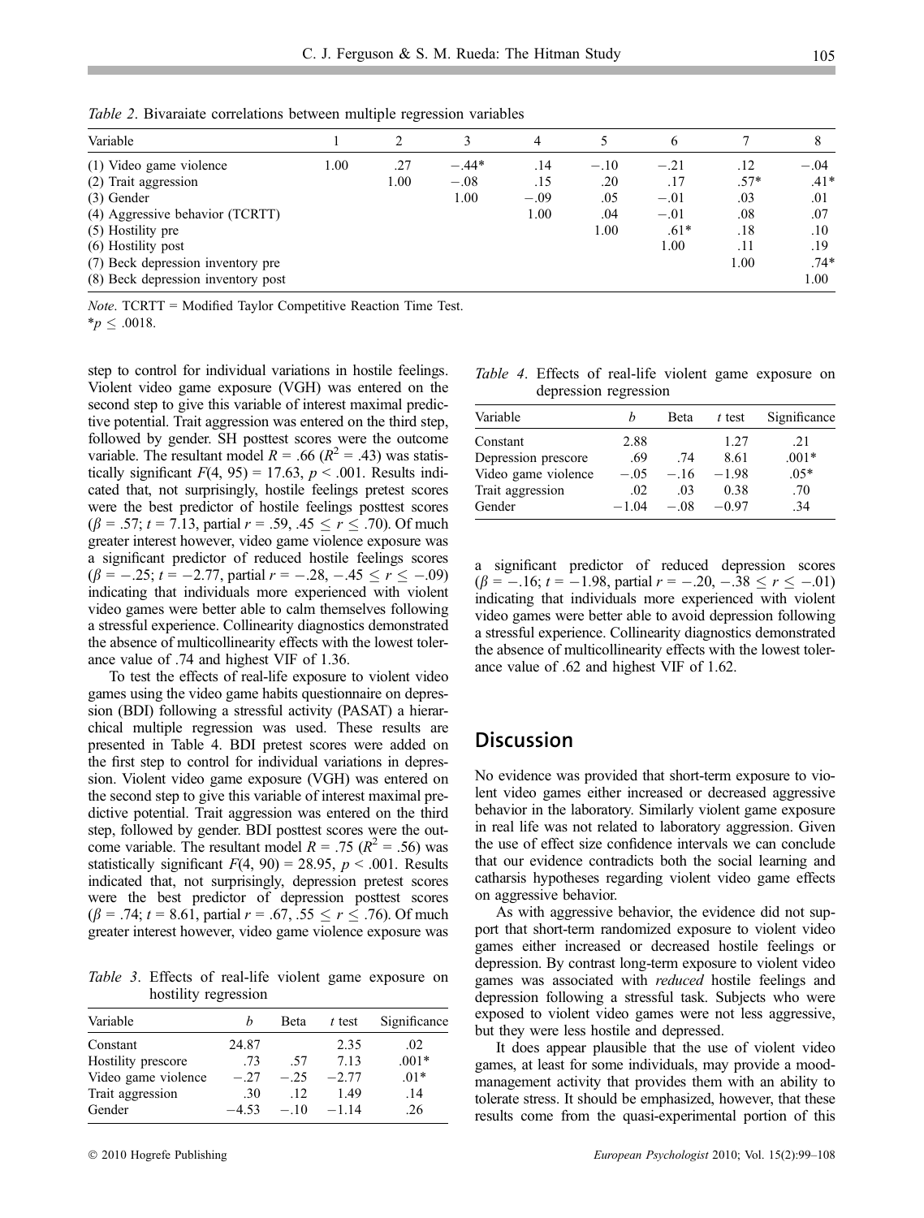*Table 2*. Bivaraiate correlations between multiple regression variables

| Variable | 1 | 2 | 3 | 4 | 5 | 6 | 7 | 8 |
|---|---|---|---|---|---|---|---|---|
| (1) Video game violence | 1.00 | .27 | −.44* | .14 | −.10 | −.21 | .12 | −.04 |
| (2) Trait aggression | | 1.00 | −.08 | .15 | .20 | .17 | .57* | .41* |
| (3) Gender | | | 1.00 | −.09 | .05 | −.01 | .03 | .01 |
| (4) Aggressive behavior (TCRTT) | | | | 1.00 | .04 | −.01 | .08 | .07 |
| (5) Hostility pre | | | | | 1.00 | .61* | .18 | .10 |
| (6) Hostility post | | | | | | 1.00 | .11 | .19 |
| (7) Beck depression inventory pre | | | | | | | 1.00 | .74* |
| (8) Beck depression inventory post | | | | | | | | 1.00 |

*Note*. TCRTT = Modified Taylor Competitive Reaction Time Test.
*$p \leq .0018$.

step to control for individual variations in hostile feelings. Violent video game exposure (VGH) was entered on the second step to give this variable of interest maximal predictive potential. Trait aggression was entered on the third step, followed by gender. SH posttest scores were the outcome variable. The resultant model $R = .66$ ($R^2 = .43$) was statistically significant $F(4, 95) = 17.63$, $p < .001$. Results indicated that, not surprisingly, hostile feelings pretest scores were the best predictor of hostile feelings posttest scores ($\beta = .57$; $t = 7.13$, partial $r = .59$, $.45 \leq r \leq .70$). Of much greater interest however, video game violence exposure was a significant predictor of reduced hostile feelings scores ($\beta = -.25$; $t = -2.77$, partial $r = -.28$, $-.45 \leq r \leq -.09$) indicating that individuals more experienced with violent video games were better able to calm themselves following a stressful experience. Collinearity diagnostics demonstrated the absence of multicollinearity effects with the lowest tolerance value of .74 and highest VIF of 1.36.

To test the effects of real-life exposure to violent video games using the video game habits questionnaire on depression (BDI) following a stressful activity (PASAT) a hierarchical multiple regression was used. These results are presented in Table 4. BDI pretest scores were added on the first step to control for individual variations in depression. Violent video game exposure (VGH) was entered on the second step to give this variable of interest maximal predictive potential. Trait aggression was entered on the third step, followed by gender. BDI posttest scores were the outcome variable. The resultant model $R = .75$ ($R^2 = .56$) was statistically significant $F(4, 90) = 28.95$, $p < .001$. Results indicated that, not surprisingly, depression pretest scores were the best predictor of depression posttest scores ($\beta = .74$; $t = 8.61$, partial $r = .67$, $.55 \leq r \leq .76$). Of much greater interest however, video game violence exposure was a significant predictor of reduced depression scores ($\beta = -.16$; $t = -1.98$, partial $r = -.20$, $-.38 \leq r \leq -.01$) indicating that individuals more experienced with violent video games were better able to avoid depression following a stressful experience. Collinearity diagnostics demonstrated the absence of multicollinearity effects with the lowest tolerance value of .62 and highest VIF of 1.62.

*Table 3*. Effects of real-life violent game exposure on hostility regression

| Variable | *b* | Beta | *t* test | Significance |
|---|---|---|---|---|
| Constant | 24.87 | | 2.35 | .02 |
| Hostility prescore | .73 | .57 | 7.13 | .001* |
| Video game violence | −.27 | −.25 | −2.77 | .01* |
| Trait aggression | .30 | .12 | 1.49 | .14 |
| Gender | −4.53 | −.10 | −1.14 | .26 |

*Table 4*. Effects of real-life violent game exposure on depression regression

| Variable | *b* | Beta | *t* test | Significance |
|---|---|---|---|---|
| Constant | 2.88 | | 1.27 | .21 |
| Depression prescore | .69 | .74 | 8.61 | .001* |
| Video game violence | −.05 | −.16 | −1.98 | .05* |
| Trait aggression | .02 | .03 | 0.38 | .70 |
| Gender | −1.04 | −.08 | −0.97 | .34 |

## Discussion

No evidence was provided that short-term exposure to violent video games either increased or decreased aggressive behavior in the laboratory. Similarly violent game exposure in real life was not related to laboratory aggression. Given the use of effect size confidence intervals we can conclude that our evidence contradicts both the social learning and catharsis hypotheses regarding violent video game effects on aggressive behavior.

As with aggressive behavior, the evidence did not support that short-term randomized exposure to violent video games either increased or decreased hostile feelings or depression. By contrast long-term exposure to violent video games was associated with *reduced* hostile feelings and depression following a stressful task. Subjects who were exposed to violent video games were not less aggressive, but they were less hostile and depressed.

It does appear plausible that the use of violent video games, at least for some individuals, may provide a mood-management activity that provides them with an ability to tolerate stress. It should be emphasized, however, that these results come from the quasi-experimental portion of this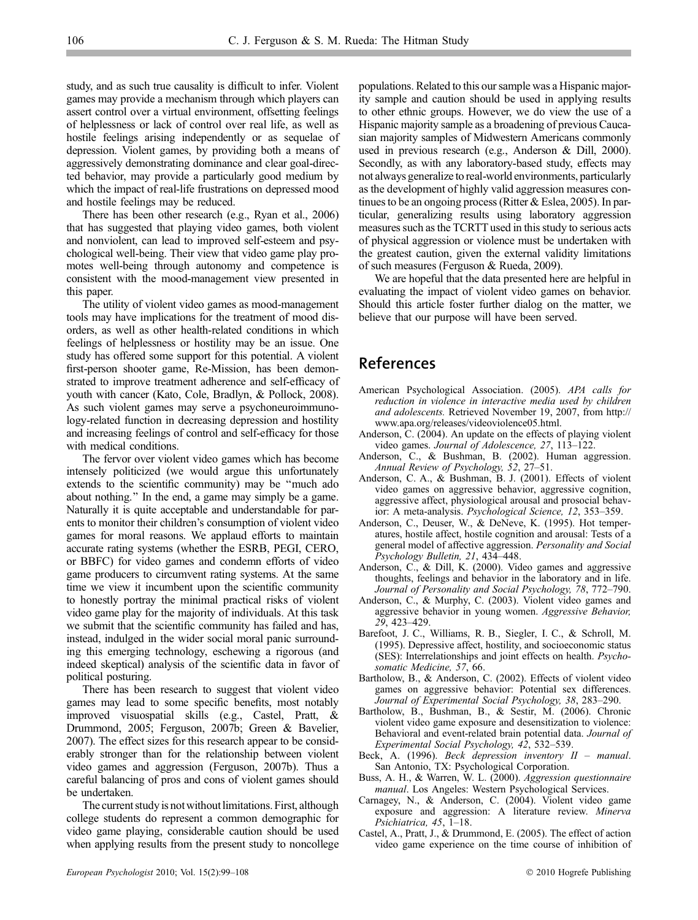study, and as such true causality is difficult to infer. Violent games may provide a mechanism through which players can assert control over a virtual environment, offsetting feelings of helplessness or lack of control over real life, as well as hostile feelings arising independently or as sequelae of depression. Violent games, by providing both a means of aggressively demonstrating dominance and clear goal-directed behavior, may provide a particularly good medium by which the impact of real-life frustrations on depressed mood and hostile feelings may be reduced.

There has been other research (e.g., Ryan et al., 2006) that has suggested that playing video games, both violent and nonviolent, can lead to improved self-esteem and psychological well-being. Their view that video game play promotes well-being through autonomy and competence is consistent with the mood-management view presented in this paper.

The utility of violent video games as mood-management tools may have implications for the treatment of mood disorders, as well as other health-related conditions in which feelings of helplessness or hostility may be an issue. One study has offered some support for this potential. A violent first-person shooter game, Re-Mission, has been demonstrated to improve treatment adherence and self-efficacy of youth with cancer (Kato, Cole, Bradlyn, & Pollock, 2008). As such violent games may serve a psychoneuroimmunology-related function in decreasing depression and hostility and increasing feelings of control and self-efficacy for those with medical conditions.

The fervor over violent video games which has become intensely politicized (we would argue this unfortunately extends to the scientific community) may be "much ado about nothing." In the end, a game may simply be a game. Naturally it is quite acceptable and understandable for parents to monitor their children's consumption of violent video games for moral reasons. We applaud efforts to maintain accurate rating systems (whether the ESRB, PEGI, CERO, or BBFC) for video games and condemn efforts of video game producers to circumvent rating systems. At the same time we view it incumbent upon the scientific community to honestly portray the minimal practical risks of violent video game play for the majority of individuals. At this task we submit that the scientific community has failed and has, instead, indulged in the wider social moral panic surrounding this emerging technology, eschewing a rigorous (and indeed skeptical) analysis of the scientific data in favor of political posturing.

There has been research to suggest that violent video games may lead to some specific benefits, most notably improved visuospatial skills (e.g., Castel, Pratt, & Drummond, 2005; Ferguson, 2007b; Green & Bavelier, 2007). The effect sizes for this research appear to be considerably stronger than for the relationship between violent video games and aggression (Ferguson, 2007b). Thus a careful balancing of pros and cons of violent games should be undertaken.

The current study is not without limitations. First, although college students do represent a common demographic for video game playing, considerable caution should be used when applying results from the present study to noncollege populations. Related to this our sample was a Hispanic majority sample and caution should be used in applying results to other ethnic groups. However, we do view the use of a Hispanic majority sample as a broadening of previous Caucasian majority samples of Midwestern Americans commonly used in previous research (e.g., Anderson & Dill, 2000). Secondly, as with any laboratory-based study, effects may not always generalize to real-world environments, particularly as the development of highly valid aggression measures continues to be an ongoing process (Ritter & Eslea, 2005). In particular, generalizing results using laboratory aggression measures such as the TCRTT used in this study to serious acts of physical aggression or violence must be undertaken with the greatest caution, given the external validity limitations of such measures (Ferguson & Rueda, 2009).

We are hopeful that the data presented here are helpful in evaluating the impact of violent video games on behavior. Should this article foster further dialog on the matter, we believe that our purpose will have been served.

## References

American Psychological Association. (2005). *APA calls for reduction in violence in interactive media used by children and adolescents.* Retrieved November 19, 2007, from http://www.apa.org/releases/videoviolence05.html.

Anderson, C. (2004). An update on the effects of playing violent video games. *Journal of Adolescence, 27*, 113–122.

Anderson, C., & Bushman, B. (2002). Human aggression. *Annual Review of Psychology, 52*, 27–51.

Anderson, C. A., & Bushman, B. J. (2001). Effects of violent video games on aggressive behavior, aggressive cognition, aggressive affect, physiological arousal and prosocial behavior: A meta-analysis. *Psychological Science, 12*, 353–359.

Anderson, C., Deuser, W., & DeNeve, K. (1995). Hot temperatures, hostile affect, hostile cognition and arousal: Tests of a general model of affective aggression. *Personality and Social Psychology Bulletin, 21*, 434–448.

Anderson, C., & Dill, K. (2000). Video games and aggressive thoughts, feelings and behavior in the laboratory and in life. *Journal of Personality and Social Psychology, 78*, 772–790.

Anderson, C., & Murphy, C. (2003). Violent video games and aggressive behavior in young women. *Aggressive Behavior, 29*, 423–429.

Barefoot, J. C., Williams, R. B., Siegler, I. C., & Schroll, M. (1995). Depressive affect, hostility, and socioeconomic status (SES): Interrelationships and joint effects on health. *Psychosomatic Medicine, 57*, 66.

Bartholow, B., & Anderson, C. (2002). Effects of violent video games on aggressive behavior: Potential sex differences. *Journal of Experimental Social Psychology, 38*, 283–290.

Bartholow, B., Bushman, B., & Sestir, M. (2006). Chronic violent video game exposure and desensitization to violence: Behavioral and event-related brain potential data. *Journal of Experimental Social Psychology, 42*, 532–539.

Beck, A. (1996). *Beck depression inventory II – manual*. San Antonio, TX: Psychological Corporation.

Buss, A. H., & Warren, W. L. (2000). *Aggression questionnaire manual*. Los Angeles: Western Psychological Services.

Carnagey, N., & Anderson, C. (2004). Violent video game exposure and aggression: A literature review. *Minerva Psichiatrica, 45*, 1–18.

Castel, A., Pratt, J., & Drummond, E. (2005). The effect of action video game experience on the time course of inhibition of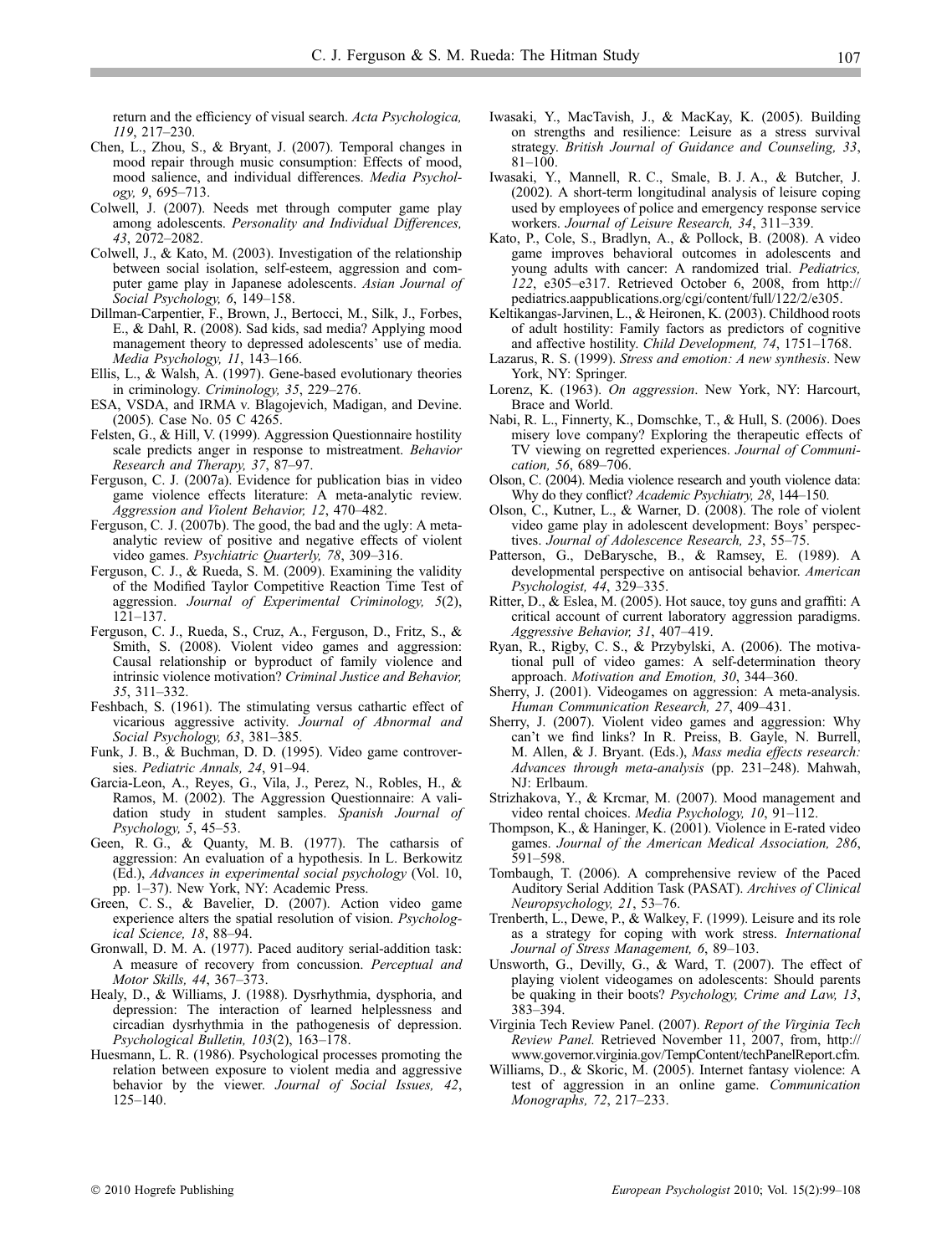return and the efficiency of visual search. *Acta Psychologica, 119*, 217–230.

Chen, L., Zhou, S., & Bryant, J. (2007). Temporal changes in mood repair through music consumption: Effects of mood, mood salience, and individual differences. *Media Psychology, 9*, 695–713.

Colwell, J. (2007). Needs met through computer game play among adolescents. *Personality and Individual Differences, 43*, 2072–2082.

Colwell, J., & Kato, M. (2003). Investigation of the relationship between social isolation, self-esteem, aggression and computer game play in Japanese adolescents. *Asian Journal of Social Psychology, 6*, 149–158.

Dillman-Carpentier, F., Brown, J., Bertocci, M., Silk, J., Forbes, E., & Dahl, R. (2008). Sad kids, sad media? Applying mood management theory to depressed adolescents' use of media. *Media Psychology, 11*, 143–166.

Ellis, L., & Walsh, A. (1997). Gene-based evolutionary theories in criminology. *Criminology, 35*, 229–276.

ESA, VSDA, and IRMA v. Blagojevich, Madigan, and Devine. (2005). Case No. 05 C 4265.

Felsten, G., & Hill, V. (1999). Aggression Questionnaire hostility scale predicts anger in response to mistreatment. *Behavior Research and Therapy, 37*, 87–97.

Ferguson, C. J. (2007a). Evidence for publication bias in video game violence effects literature: A meta-analytic review. *Aggression and Violent Behavior, 12*, 470–482.

Ferguson, C. J. (2007b). The good, the bad and the ugly: A meta-analytic review of positive and negative effects of violent video games. *Psychiatric Quarterly, 78*, 309–316.

Ferguson, C. J., & Rueda, S. M. (2009). Examining the validity of the Modified Taylor Competitive Reaction Time Test of aggression. *Journal of Experimental Criminology, 5*(2), 121–137.

Ferguson, C. J., Rueda, S., Cruz, A., Ferguson, D., Fritz, S., & Smith, S. (2008). Violent video games and aggression: Causal relationship or byproduct of family violence and intrinsic violence motivation? *Criminal Justice and Behavior, 35*, 311–332.

Feshbach, S. (1961). The stimulating versus cathartic effect of vicarious aggressive activity. *Journal of Abnormal and Social Psychology, 63*, 381–385.

Funk, J. B., & Buchman, D. D. (1995). Video game controversies. *Pediatric Annals, 24*, 91–94.

Garcia-Leon, A., Reyes, G., Vila, J., Perez, N., Robles, H., & Ramos, M. (2002). The Aggression Questionnaire: A validation study in student samples. *Spanish Journal of Psychology, 5*, 45–53.

Geen, R. G., & Quanty, M. B. (1977). The catharsis of aggression: An evaluation of a hypothesis. In L. Berkowitz (Ed.), *Advances in experimental social psychology* (Vol. 10, pp. 1–37). New York, NY: Academic Press.

Green, C. S., & Bavelier, D. (2007). Action video game experience alters the spatial resolution of vision. *Psychological Science, 18*, 88–94.

Gronwall, D. M. A. (1977). Paced auditory serial-addition task: A measure of recovery from concussion. *Perceptual and Motor Skills, 44*, 367–373.

Healy, D., & Williams, J. (1988). Dysrhythmia, dysphoria, and depression: The interaction of learned helplessness and circadian dysrhythmia in the pathogenesis of depression. *Psychological Bulletin, 103*(2), 163–178.

Huesmann, L. R. (1986). Psychological processes promoting the relation between exposure to violent media and aggressive behavior by the viewer. *Journal of Social Issues, 42*, 125–140.

Iwasaki, Y., MacTavish, J., & MacKay, K. (2005). Building on strengths and resilience: Leisure as a stress survival strategy. *British Journal of Guidance and Counseling, 33*, 81–100.

Iwasaki, Y., Mannell, R. C., Smale, B. J. A., & Butcher, J. (2002). A short-term longitudinal analysis of leisure coping used by employees of police and emergency response service workers. *Journal of Leisure Research, 34*, 311–339.

Kato, P., Cole, S., Bradlyn, A., & Pollock, B. (2008). A video game improves behavioral outcomes in adolescents and young adults with cancer: A randomized trial. *Pediatrics, 122*, e305–e317. Retrieved October 6, 2008, from http://pediatrics.aappublications.org/cgi/content/full/122/2/e305.

Keltikangas-Jarvinen, L., & Heironen, K. (2003). Childhood roots of adult hostility: Family factors as predictors of cognitive and affective hostility. *Child Development, 74*, 1751–1768.

Lazarus, R. S. (1999). *Stress and emotion: A new synthesis*. New York, NY: Springer.

Lorenz, K. (1963). *On aggression*. New York, NY: Harcourt, Brace and World.

Nabi, R. L., Finnerty, K., Domschke, T., & Hull, S. (2006). Does misery love company? Exploring the therapeutic effects of TV viewing on regretted experiences. *Journal of Communication, 56*, 689–706.

Olson, C. (2004). Media violence research and youth violence data: Why do they conflict? *Academic Psychiatry, 28*, 144–150.

Olson, C., Kutner, L., & Warner, D. (2008). The role of violent video game play in adolescent development: Boys' perspectives. *Journal of Adolescence Research, 23*, 55–75.

Patterson, G., DeBarysche, B., & Ramsey, E. (1989). A developmental perspective on antisocial behavior. *American Psychologist, 44*, 329–335.

Ritter, D., & Eslea, M. (2005). Hot sauce, toy guns and graffiti: A critical account of current laboratory aggression paradigms. *Aggressive Behavior, 31*, 407–419.

Ryan, R., Rigby, C. S., & Przybylski, A. (2006). The motivational pull of video games: A self-determination theory approach. *Motivation and Emotion, 30*, 344–360.

Sherry, J. (2001). Videogames on aggression: A meta-analysis. *Human Communication Research, 27*, 409–431.

Sherry, J. (2007). Violent video games and aggression: Why can't we find links? In R. Preiss, B. Gayle, N. Burrell, M. Allen, & J. Bryant. (Eds.), *Mass media effects research: Advances through meta-analysis* (pp. 231–248). Mahwah, NJ: Erlbaum.

Strizhakova, Y., & Krcmar, M. (2007). Mood management and video rental choices. *Media Psychology, 10*, 91–112.

Thompson, K., & Haninger, K. (2001). Violence in E-rated video games. *Journal of the American Medical Association, 286*, 591–598.

Tombaugh, T. (2006). A comprehensive review of the Paced Auditory Serial Addition Task (PASAT). *Archives of Clinical Neuropsychology, 21*, 53–76.

Trenberth, L., Dewe, P., & Walkey, F. (1999). Leisure and its role as a strategy for coping with work stress. *International Journal of Stress Management, 6*, 89–103.

Unsworth, G., Devilly, G., & Ward, T. (2007). The effect of playing violent videogames on adolescents: Should parents be quaking in their boots? *Psychology, Crime and Law, 13*, 383–394.

Virginia Tech Review Panel. (2007). *Report of the Virginia Tech Review Panel.* Retrieved November 11, 2007, from, http://www.governor.virginia.gov/TempContent/techPanelReport.cfm.

Williams, D., & Skoric, M. (2005). Internet fantasy violence: A test of aggression in an online game. *Communication Monographs, 72*, 217–233.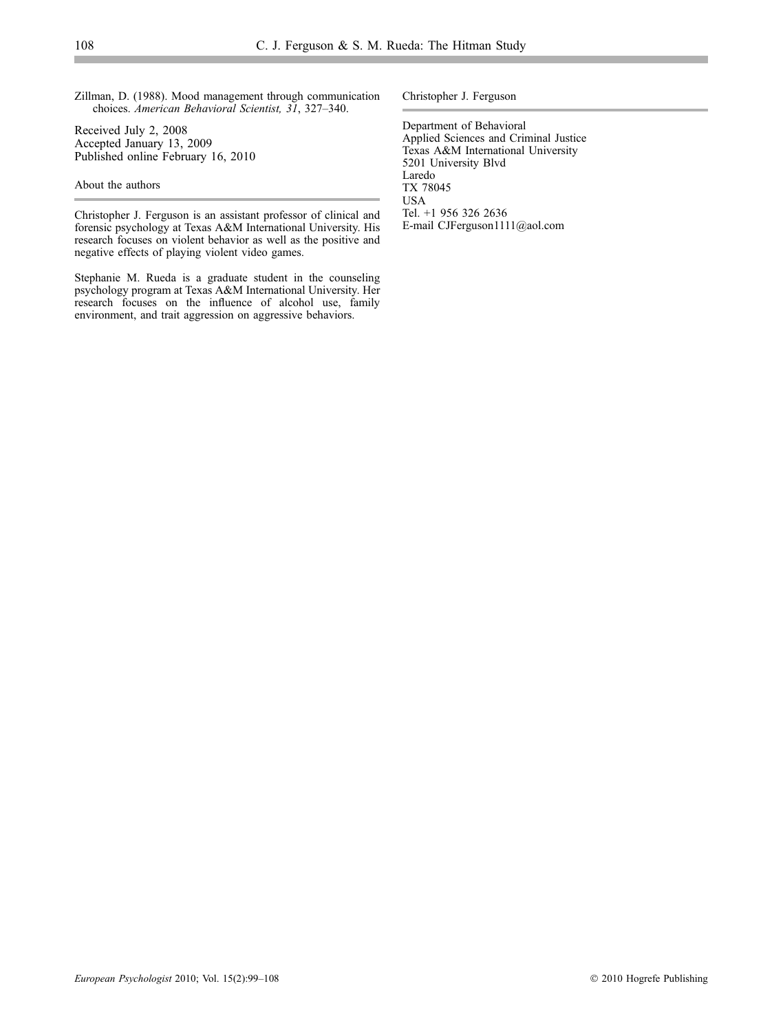Zillman, D. (1988). Mood management through communication choices. *American Behavioral Scientist, 31*, 327–340.

Received July 2, 2008
Accepted January 13, 2009
Published online February 16, 2010

About the authors

Christopher J. Ferguson is an assistant professor of clinical and forensic psychology at Texas A&M International University. His research focuses on violent behavior as well as the positive and negative effects of playing violent video games.

Stephanie M. Rueda is a graduate student in the counseling psychology program at Texas A&M International University. Her research focuses on the influence of alcohol use, family environment, and trait aggression on aggressive behaviors.

Christopher J. Ferguson

Department of Behavioral
Applied Sciences and Criminal Justice
Texas A&M International University
5201 University Blvd
Laredo
TX 78045
USA
Tel. +1 956 326 2636
E-mail CJFerguson1111@aol.com